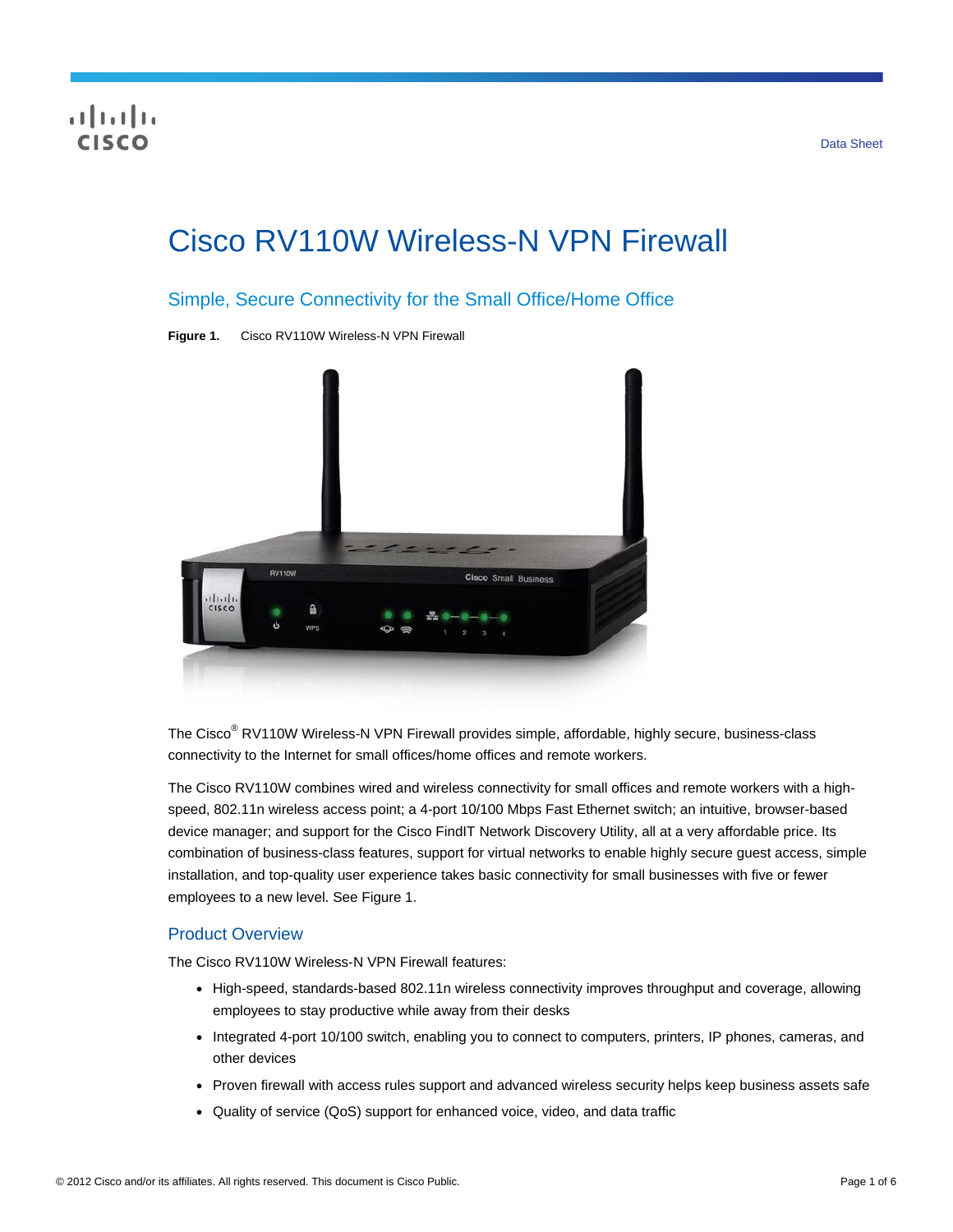Data Sheet

# Cisco RV110W Wireless-N VPN Firewall

## Simple, Secure Connectivity for the Small Office/Home Office

**Figure 1.** Cisco RV110W Wireless-N VPN Firewall

The Cisco® RV110W Wireless-N VPN Firewall provides simple, affordable, highly secure, business-class connectivity to the Internet for small offices/home offices and remote workers.

The Cisco RV110W combines wired and wireless connectivity for small offices and remote workers with a high-speed, 802.11n wireless access point; a 4-port 10/100 Mbps Fast Ethernet switch; an intuitive, browser-based device manager; and support for the Cisco FindIT Network Discovery Utility, all at a very affordable price. Its combination of business-class features, support for virtual networks to enable highly secure guest access, simple installation, and top-quality user experience takes basic connectivity for small businesses with five or fewer employees to a new level. See Figure 1.

### Product Overview

The Cisco RV110W Wireless-N VPN Firewall features:

- High-speed, standards-based 802.11n wireless connectivity improves throughput and coverage, allowing employees to stay productive while away from their desks
- Integrated 4-port 10/100 switch, enabling you to connect to computers, printers, IP phones, cameras, and other devices
- Proven firewall with access rules support and advanced wireless security helps keep business assets safe
- Quality of service (QoS) support for enhanced voice, video, and data traffic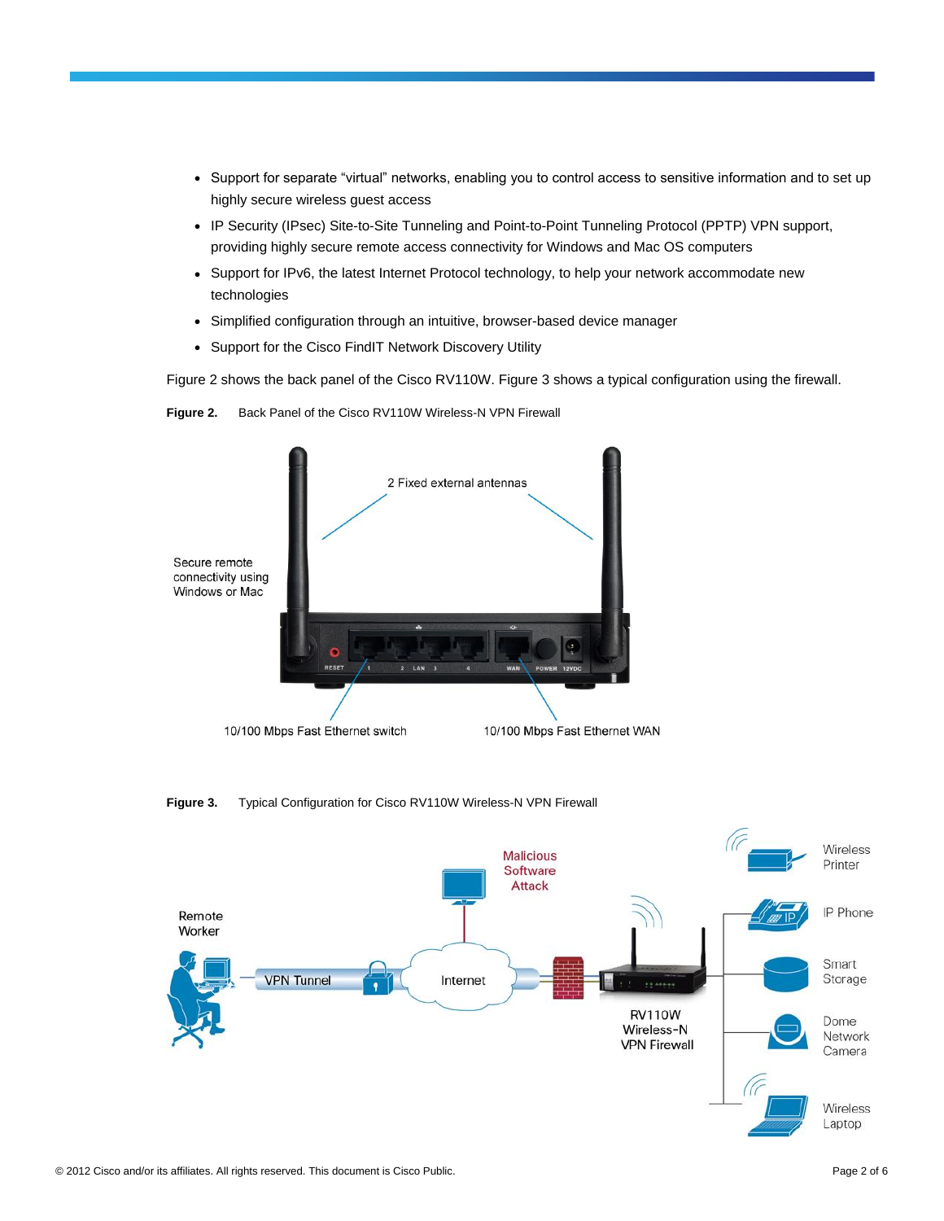- Support for separate "virtual" networks, enabling you to control access to sensitive information and to set up highly secure wireless guest access
- IP Security (IPsec) Site-to-Site Tunneling and Point-to-Point Tunneling Protocol (PPTP) VPN support, providing highly secure remote access connectivity for Windows and Mac OS computers
- Support for IPv6, the latest Internet Protocol technology, to help your network accommodate new technologies
- Simplified configuration through an intuitive, browser-based device manager
- Support for the Cisco FindIT Network Discovery Utility

Figure 2 shows the back panel of the Cisco RV110W. Figure 3 shows a typical configuration using the firewall.

**Figure 2.** Back Panel of the Cisco RV110W Wireless-N VPN Firewall

**Figure 3.** Typical Configuration for Cisco RV110W Wireless-N VPN Firewall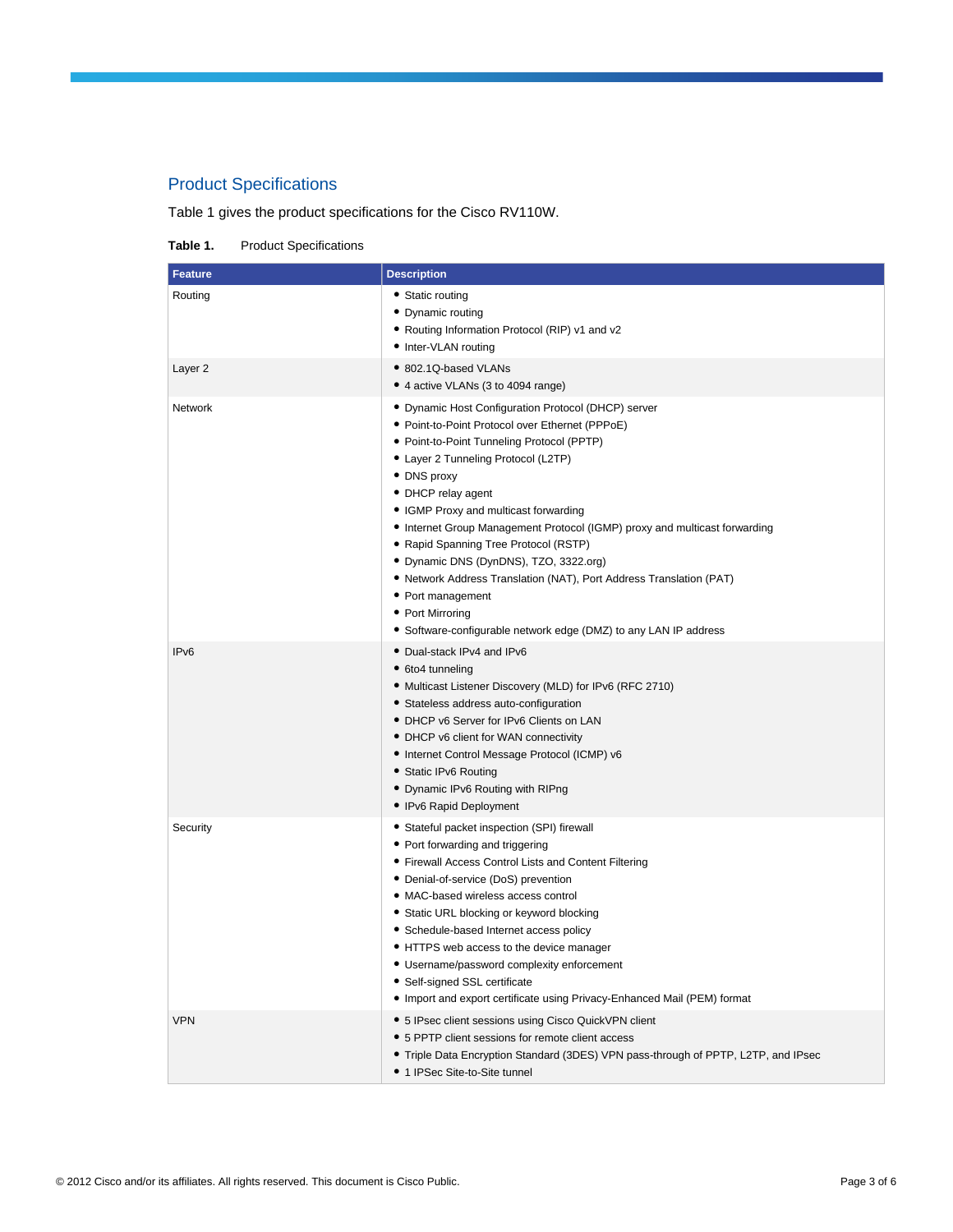## Product Specifications

Table 1 gives the product specifications for the Cisco RV110W.

**Table 1.** Product Specifications

| Feature | Description |
| --- | --- |
| Routing | • Static routing<br>• Dynamic routing<br>• Routing Information Protocol (RIP) v1 and v2<br>• Inter-VLAN routing |
| Layer 2 | • 802.1Q-based VLANs<br>• 4 active VLANs (3 to 4094 range) |
| Network | • Dynamic Host Configuration Protocol (DHCP) server<br>• Point-to-Point Protocol over Ethernet (PPPoE)<br>• Point-to-Point Tunneling Protocol (PPTP)<br>• Layer 2 Tunneling Protocol (L2TP)<br>• DNS proxy<br>• DHCP relay agent<br>• IGMP Proxy and multicast forwarding<br>• Internet Group Management Protocol (IGMP) proxy and multicast forwarding<br>• Rapid Spanning Tree Protocol (RSTP)<br>• Dynamic DNS (DynDNS), TZO, 3322.org)<br>• Network Address Translation (NAT), Port Address Translation (PAT)<br>• Port management<br>• Port Mirroring<br>• Software-configurable network edge (DMZ) to any LAN IP address |
| IPv6 | • Dual-stack IPv4 and IPv6<br>• 6to4 tunneling<br>• Multicast Listener Discovery (MLD) for IPv6 (RFC 2710)<br>• Stateless address auto-configuration<br>• DHCP v6 Server for IPv6 Clients on LAN<br>• DHCP v6 client for WAN connectivity<br>• Internet Control Message Protocol (ICMP) v6<br>• Static IPv6 Routing<br>• Dynamic IPv6 Routing with RIPng<br>• IPv6 Rapid Deployment |
| Security | • Stateful packet inspection (SPI) firewall<br>• Port forwarding and triggering<br>• Firewall Access Control Lists and Content Filtering<br>• Denial-of-service (DoS) prevention<br>• MAC-based wireless access control<br>• Static URL blocking or keyword blocking<br>• Schedule-based Internet access policy<br>• HTTPS web access to the device manager<br>• Username/password complexity enforcement<br>• Self-signed SSL certificate<br>• Import and export certificate using Privacy-Enhanced Mail (PEM) format |
| VPN | • 5 IPsec client sessions using Cisco QuickVPN client<br>• 5 PPTP client sessions for remote client access<br>• Triple Data Encryption Standard (3DES) VPN pass-through of PPTP, L2TP, and IPsec<br>• 1 IPSec Site-to-Site tunnel |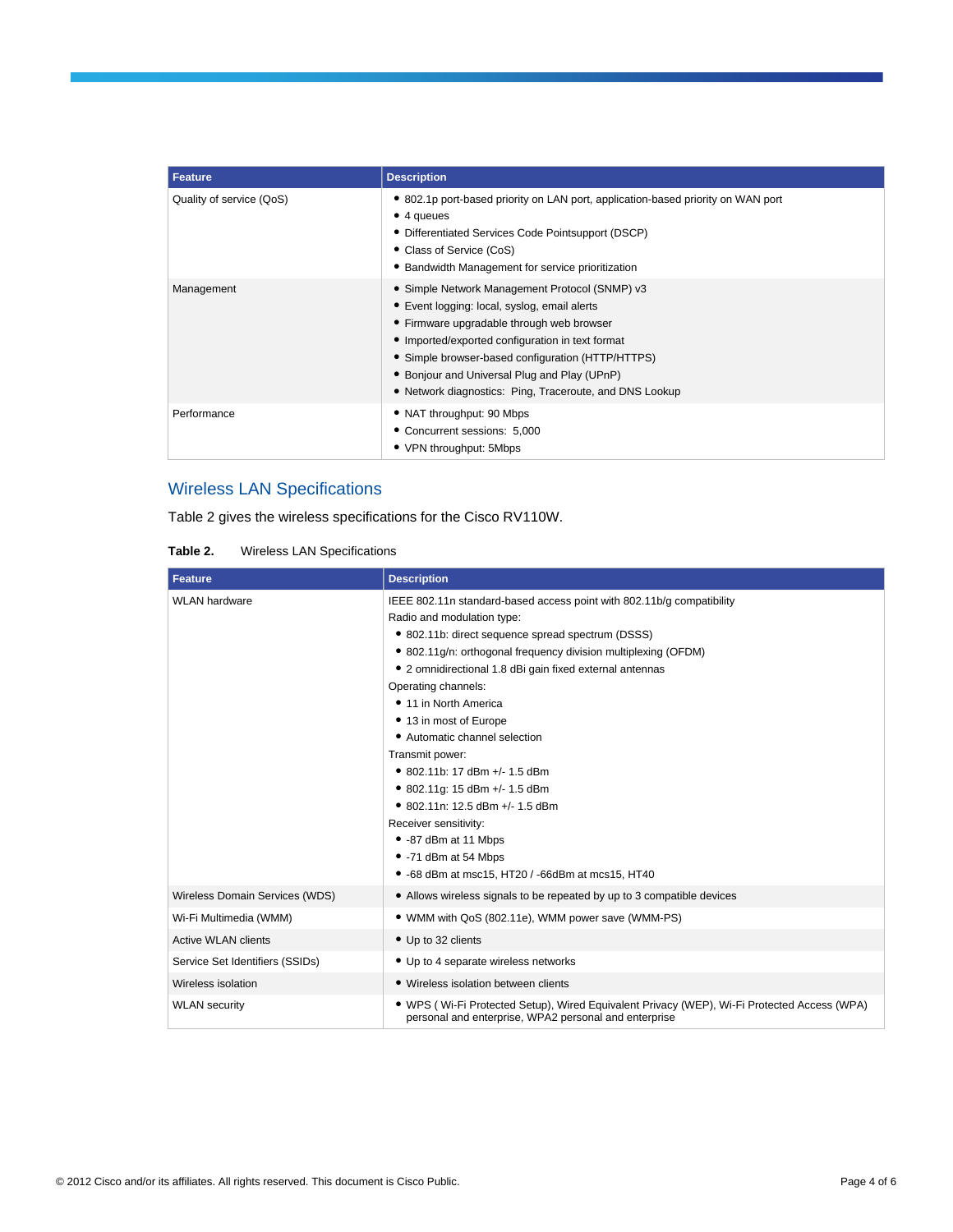| Feature | Description |
|---|---|
| Quality of service (QoS) | • 802.1p port-based priority on LAN port, application-based priority on WAN port<br>• 4 queues<br>• Differentiated Services Code Pointsupport (DSCP)<br>• Class of Service (CoS)<br>• Bandwidth Management for service prioritization |
| Management | • Simple Network Management Protocol (SNMP) v3<br>• Event logging: local, syslog, email alerts<br>• Firmware upgradable through web browser<br>• Imported/exported configuration in text format<br>• Simple browser-based configuration (HTTP/HTTPS)<br>• Bonjour and Universal Plug and Play (UPnP)<br>• Network diagnostics: Ping, Traceroute, and DNS Lookup |
| Performance | • NAT throughput: 90 Mbps<br>• Concurrent sessions: 5,000<br>• VPN throughput: 5Mbps |

## Wireless LAN Specifications

Table 2 gives the wireless specifications for the Cisco RV110W.

**Table 2.** Wireless LAN Specifications

| Feature | Description |
|---|---|
| WLAN hardware | IEEE 802.11n standard-based access point with 802.11b/g compatibility<br>Radio and modulation type:<br>• 802.11b: direct sequence spread spectrum (DSSS)<br>• 802.11g/n: orthogonal frequency division multiplexing (OFDM)<br>• 2 omnidirectional 1.8 dBi gain fixed external antennas<br>Operating channels:<br>• 11 in North America<br>• 13 in most of Europe<br>• Automatic channel selection<br>Transmit power:<br>• 802.11b: 17 dBm +/- 1.5 dBm<br>• 802.11g: 15 dBm +/- 1.5 dBm<br>• 802.11n: 12.5 dBm +/- 1.5 dBm<br>Receiver sensitivity:<br>• -87 dBm at 11 Mbps<br>• -71 dBm at 54 Mbps<br>• -68 dBm at msc15, HT20 / -66dBm at mcs15, HT40 |
| Wireless Domain Services (WDS) | • Allows wireless signals to be repeated by up to 3 compatible devices |
| Wi-Fi Multimedia (WMM) | • WMM with QoS (802.11e), WMM power save (WMM-PS) |
| Active WLAN clients | • Up to 32 clients |
| Service Set Identifiers (SSIDs) | • Up to 4 separate wireless networks |
| Wireless isolation | • Wireless isolation between clients |
| WLAN security | • WPS ( Wi-Fi Protected Setup), Wired Equivalent Privacy (WEP), Wi-Fi Protected Access (WPA) personal and enterprise, WPA2 personal and enterprise |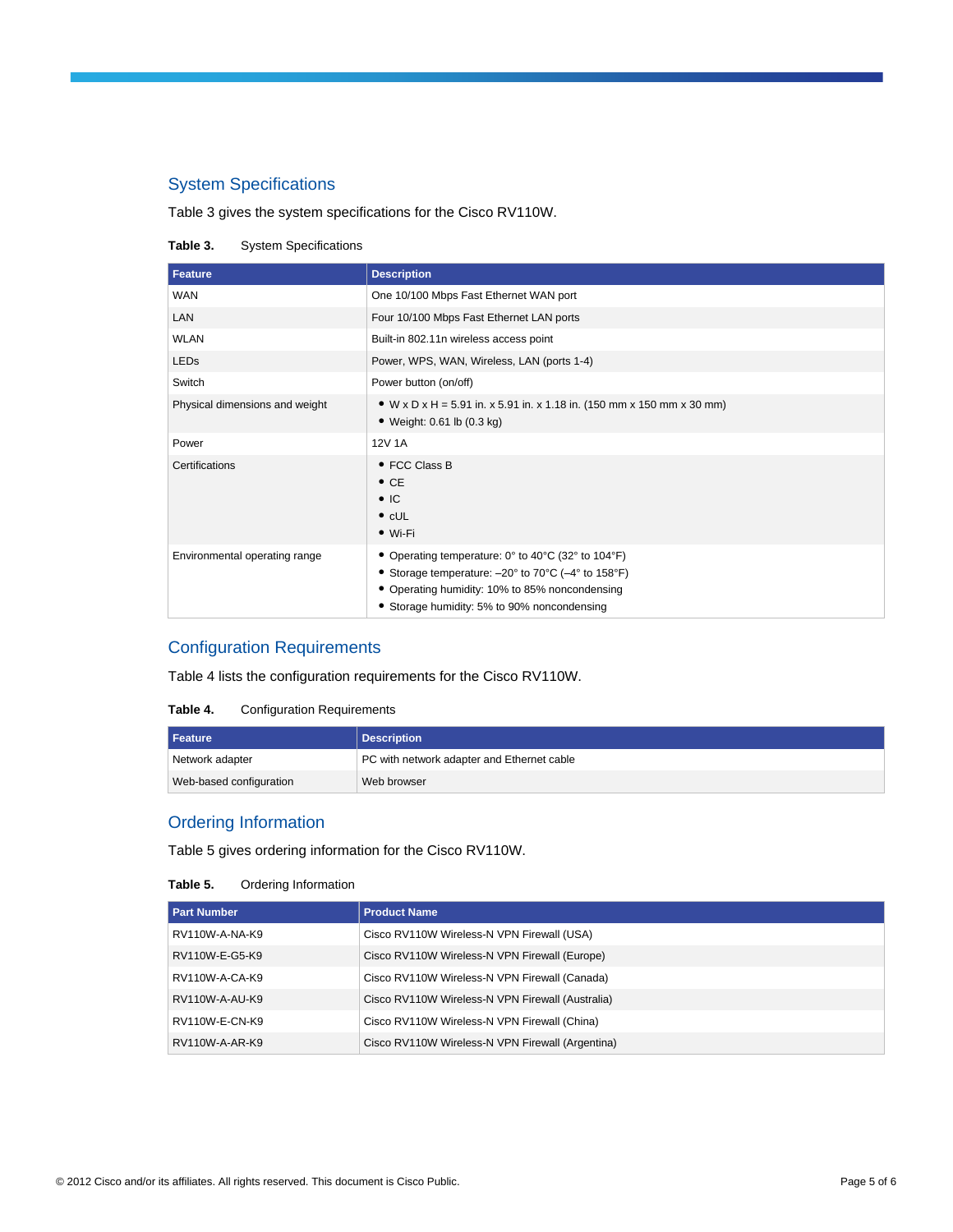## System Specifications

Table 3 gives the system specifications for the Cisco RV110W.

**Table 3.** System Specifications

| Feature | Description |
| --- | --- |
| WAN | One 10/100 Mbps Fast Ethernet WAN port |
| LAN | Four 10/100 Mbps Fast Ethernet LAN ports |
| WLAN | Built-in 802.11n wireless access point |
| LEDs | Power, WPS, WAN, Wireless, LAN (ports 1-4) |
| Switch | Power button (on/off) |
| Physical dimensions and weight | • W x D x H = 5.91 in. x 5.91 in. x 1.18 in. (150 mm x 150 mm x 30 mm)<br>• Weight: 0.61 lb (0.3 kg) |
| Power | 12V 1A |
| Certifications | • FCC Class B<br>• CE<br>• IC<br>• cUL<br>• Wi-Fi |
| Environmental operating range | • Operating temperature: 0° to 40°C (32° to 104°F)<br>• Storage temperature: –20° to 70°C (–4° to 158°F)<br>• Operating humidity: 10% to 85% noncondensing<br>• Storage humidity: 5% to 90% noncondensing |

## Configuration Requirements

Table 4 lists the configuration requirements for the Cisco RV110W.

**Table 4.** Configuration Requirements

| Feature | Description |
| --- | --- |
| Network adapter | PC with network adapter and Ethernet cable |
| Web-based configuration | Web browser |

## Ordering Information

Table 5 gives ordering information for the Cisco RV110W.

**Table 5.** Ordering Information

| Part Number | Product Name |
| --- | --- |
| RV110W-A-NA-K9 | Cisco RV110W Wireless-N VPN Firewall (USA) |
| RV110W-E-G5-K9 | Cisco RV110W Wireless-N VPN Firewall (Europe) |
| RV110W-A-CA-K9 | Cisco RV110W Wireless-N VPN Firewall (Canada) |
| RV110W-A-AU-K9 | Cisco RV110W Wireless-N VPN Firewall (Australia) |
| RV110W-E-CN-K9 | Cisco RV110W Wireless-N VPN Firewall (China) |
| RV110W-A-AR-K9 | Cisco RV110W Wireless-N VPN Firewall (Argentina) |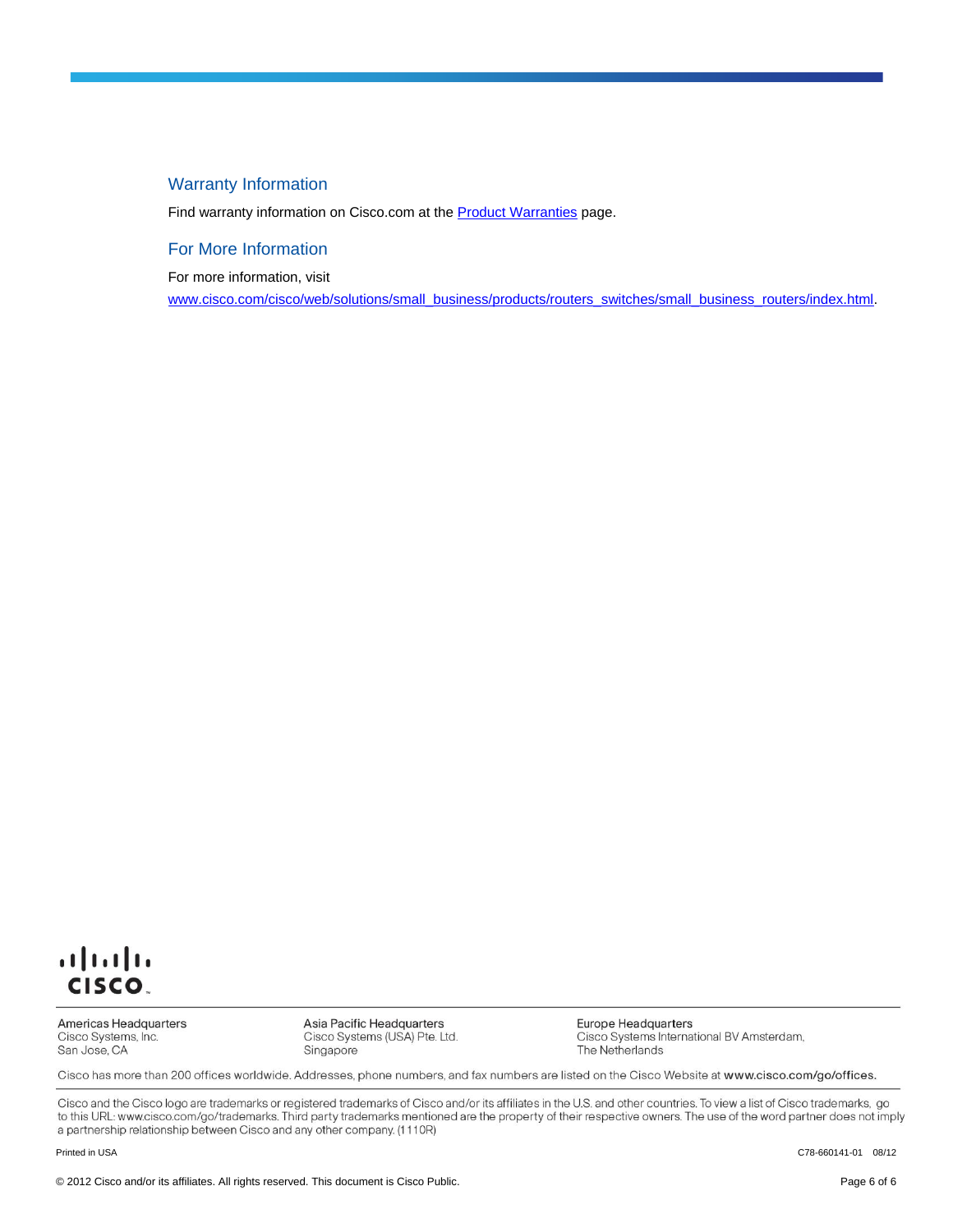## Warranty Information

Find warranty information on Cisco.com at the Product Warranties page.

## For More Information

For more information, visit

www.cisco.com/cisco/web/solutions/small_business/products/routers_switches/small_business_routers/index.html.

Americas Headquarters
Cisco Systems, Inc.
San Jose, CA

Asia Pacific Headquarters
Cisco Systems (USA) Pte. Ltd.
Singapore

Europe Headquarters
Cisco Systems International BV Amsterdam,
The Netherlands

Cisco has more than 200 offices worldwide. Addresses, phone numbers, and fax numbers are listed on the Cisco Website at **www.cisco.com/go/offices.**

Cisco and the Cisco logo are trademarks or registered trademarks of Cisco and/or its affiliates in the U.S. and other countries. To view a list of Cisco trademarks, go to this URL: www.cisco.com/go/trademarks. Third party trademarks mentioned are the property of their respective owners. The use of the word partner does not imply a partnership relationship between Cisco and any other company. (1110R)

Printed in USA

C78-660141-01 08/12

© 2012 Cisco and/or its affiliates. All rights reserved. This document is Cisco Public.